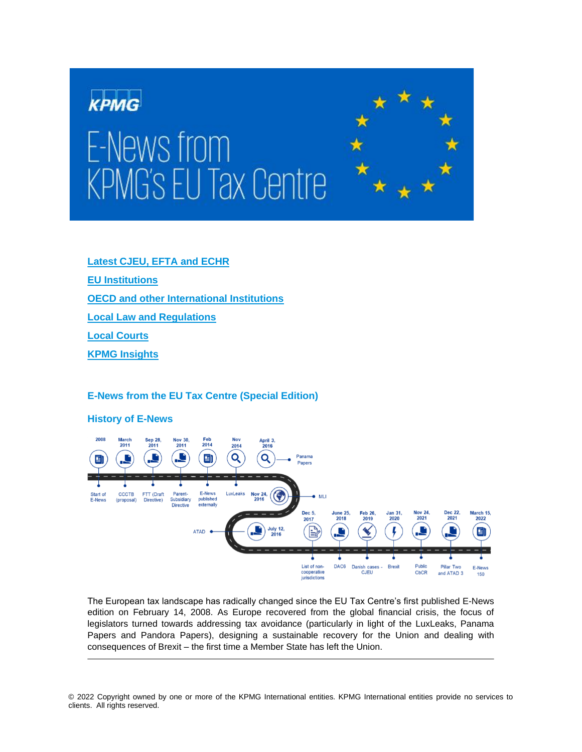# E-News from KPMG's EU Tax Centre

[Latest CJEU, EFTA and ECHR](#)

[EU Institutions](#)

[OECD and other International Institutions](#)

[Local Law and Regulations](#)

[Local Courts](#)

[KPMG Insights](#)

## E-News from the EU Tax Centre (Special Edition)

### History of E-News

- 2008 – Start of E-News
- March 2011 – CCCTB (proposal)
- Sep 28, 2011 – FTT (Draft Directive)
- Nov 30, 2011 – Parent-Subsidiary Directive
- Feb 2014 – E-News published externally
- Nov 2014 – LuxLeaks
- April 3, 2016 – Panama Papers
- Nov 24, 2016 – MLI
- July 12, 2016 – ATAD
- Dec 5, 2017 – List of non-cooperative jurisdictions
- June 25, 2018 – DAC6
- Feb 26, 2019 – Danish cases - CJEU
- Jan 31, 2020 – Brexit
- Nov 24, 2021 – Public CbCR
- Dec 22, 2021 – Pillar Two and ATAD 3
- March 15, 2022 – E-News 150

The European tax landscape has radically changed since the EU Tax Centre's first published E-News edition on February 14, 2008. As Europe recovered from the global financial crisis, the focus of legislators turned towards addressing tax avoidance (particularly in light of the LuxLeaks, Panama Papers and Pandora Papers), designing a sustainable recovery for the Union and dealing with consequences of Brexit – the first time a Member State has left the Union.

---

© 2022 Copyright owned by one or more of the KPMG International entities. KPMG International entities provide no services to clients. All rights reserved.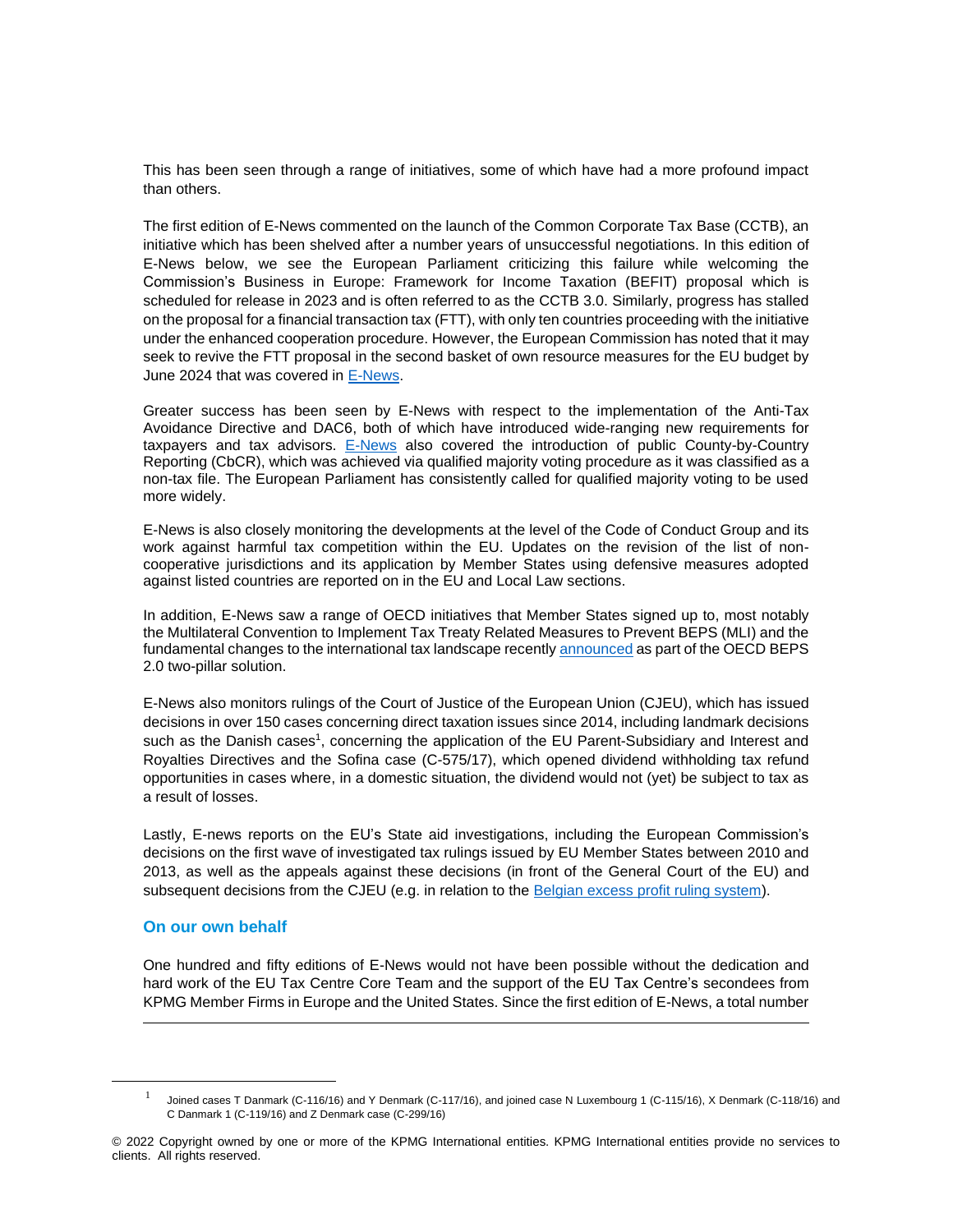This has been seen through a range of initiatives, some of which have had a more profound impact than others.

The first edition of E-News commented on the launch of the Common Corporate Tax Base (CCTB), an initiative which has been shelved after a number years of unsuccessful negotiations. In this edition of E-News below, we see the European Parliament criticizing this failure while welcoming the Commission's Business in Europe: Framework for Income Taxation (BEFIT) proposal which is scheduled for release in 2023 and is often referred to as the CCTB 3.0. Similarly, progress has stalled on the proposal for a financial transaction tax (FTT), with only ten countries proceeding with the initiative under the enhanced cooperation procedure. However, the European Commission has noted that it may seek to revive the FTT proposal in the second basket of own resource measures for the EU budget by June 2024 that was covered in [E-News](#).

Greater success has been seen by E-News with respect to the implementation of the Anti-Tax Avoidance Directive and DAC6, both of which have introduced wide-ranging new requirements for taxpayers and tax advisors. [E-News](#) also covered the introduction of public County-by-Country Reporting (CbCR), which was achieved via qualified majority voting procedure as it was classified as a non-tax file. The European Parliament has consistently called for qualified majority voting to be used more widely.

E-News is also closely monitoring the developments at the level of the Code of Conduct Group and its work against harmful tax competition within the EU. Updates on the revision of the list of non-cooperative jurisdictions and its application by Member States using defensive measures adopted against listed countries are reported on in the EU and Local Law sections.

In addition, E-News saw a range of OECD initiatives that Member States signed up to, most notably the Multilateral Convention to Implement Tax Treaty Related Measures to Prevent BEPS (MLI) and the fundamental changes to the international tax landscape recently [announced](#) as part of the OECD BEPS 2.0 two-pillar solution.

E-News also monitors rulings of the Court of Justice of the European Union (CJEU), which has issued decisions in over 150 cases concerning direct taxation issues since 2014, including landmark decisions such as the Danish cases[1], concerning the application of the EU Parent-Subsidiary and Interest and Royalties Directives and the Sofina case (C-575/17), which opened dividend withholding tax refund opportunities in cases where, in a domestic situation, the dividend would not (yet) be subject to tax as a result of losses.

Lastly, E-news reports on the EU's State aid investigations, including the European Commission's decisions on the first wave of investigated tax rulings issued by EU Member States between 2010 and 2013, as well as the appeals against these decisions (in front of the General Court of the EU) and subsequent decisions from the CJEU (e.g. in relation to the [Belgian excess profit ruling system](#)).

### On our own behalf

One hundred and fifty editions of E-News would not have been possible without the dedication and hard work of the EU Tax Centre Core Team and the support of the EU Tax Centre's secondees from KPMG Member Firms in Europe and the United States. Since the first edition of E-News, a total number

---

[1] Joined cases T Danmark (C-116/16) and Y Denmark (C-117/16), and joined case N Luxembourg 1 (C-115/16), X Denmark (C-118/16) and C Danmark 1 (C-119/16) and Z Denmark case (C-299/16)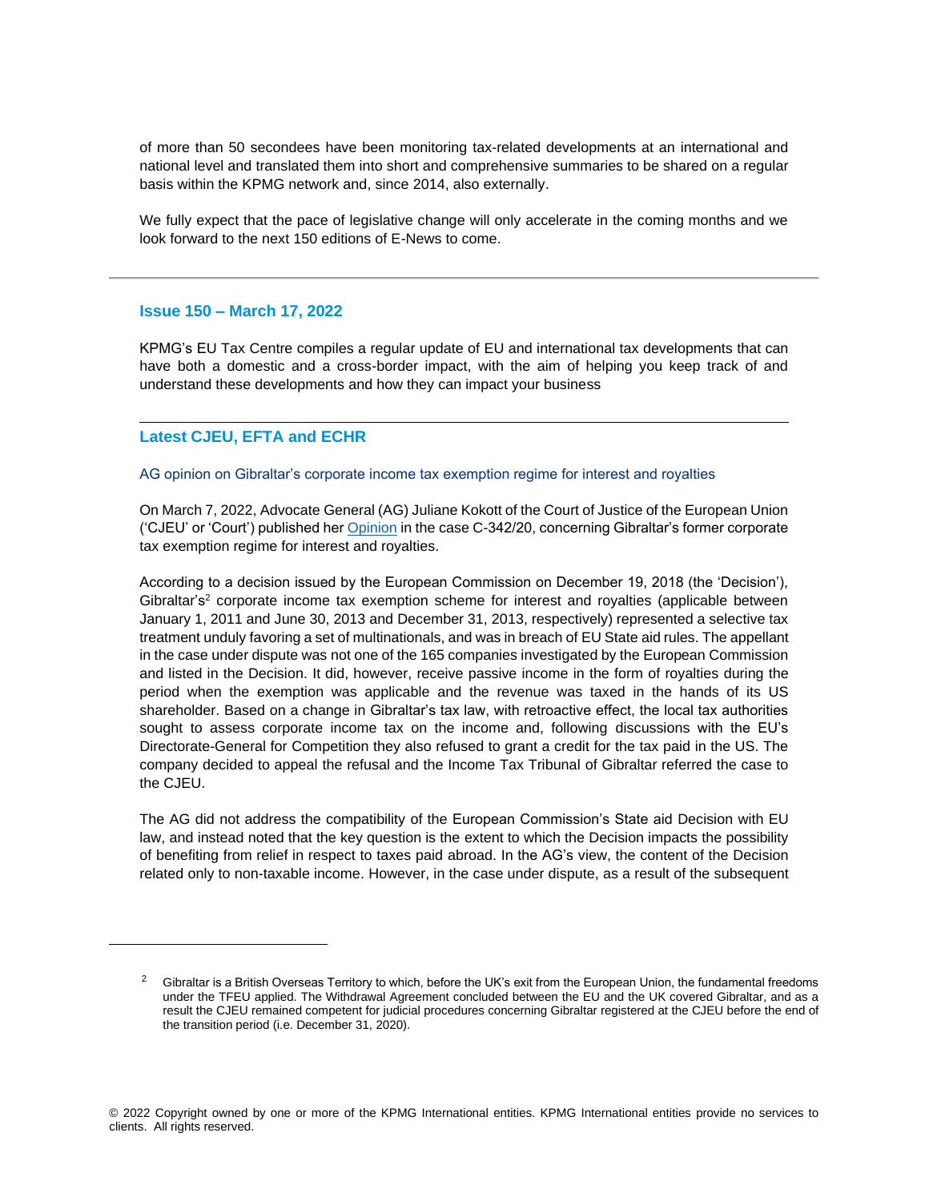of more than 50 secondees have been monitoring tax-related developments at an international and national level and translated them into short and comprehensive summaries to be shared on a regular basis within the KPMG network and, since 2014, also externally.

We fully expect that the pace of legislative change will only accelerate in the coming months and we look forward to the next 150 editions of E-News to come.

---

## Issue 150 – March 17, 2022

KPMG's EU Tax Centre compiles a regular update of EU and international tax developments that can have both a domestic and a cross-border impact, with the aim of helping you keep track of and understand these developments and how they can impact your business

---

## Latest CJEU, EFTA and ECHR

### AG opinion on Gibraltar's corporate income tax exemption regime for interest and royalties

On March 7, 2022, Advocate General (AG) Juliane Kokott of the Court of Justice of the European Union ('CJEU' or 'Court') published her Opinion in the case C-342/20, concerning Gibraltar's former corporate tax exemption regime for interest and royalties.

According to a decision issued by the European Commission on December 19, 2018 (the 'Decision'), Gibraltar's[2] corporate income tax exemption scheme for interest and royalties (applicable between January 1, 2011 and June 30, 2013 and December 31, 2013, respectively) represented a selective tax treatment unduly favoring a set of multinationals, and was in breach of EU State aid rules. The appellant in the case under dispute was not one of the 165 companies investigated by the European Commission and listed in the Decision. It did, however, receive passive income in the form of royalties during the period when the exemption was applicable and the revenue was taxed in the hands of its US shareholder. Based on a change in Gibraltar's tax law, with retroactive effect, the local tax authorities sought to assess corporate income tax on the income and, following discussions with the EU's Directorate-General for Competition they also refused to grant a credit for the tax paid in the US. The company decided to appeal the refusal and the Income Tax Tribunal of Gibraltar referred the case to the CJEU.

The AG did not address the compatibility of the European Commission's State aid Decision with EU law, and instead noted that the key question is the extent to which the Decision impacts the possibility of benefiting from relief in respect to taxes paid abroad. In the AG's view, the content of the Decision related only to non-taxable income. However, in the case under dispute, as a result of the subsequent

---

[2] Gibraltar is a British Overseas Territory to which, before the UK's exit from the European Union, the fundamental freedoms under the TFEU applied. The Withdrawal Agreement concluded between the EU and the UK covered Gibraltar, and as a result the CJEU remained competent for judicial procedures concerning Gibraltar registered at the CJEU before the end of the transition period (i.e. December 31, 2020).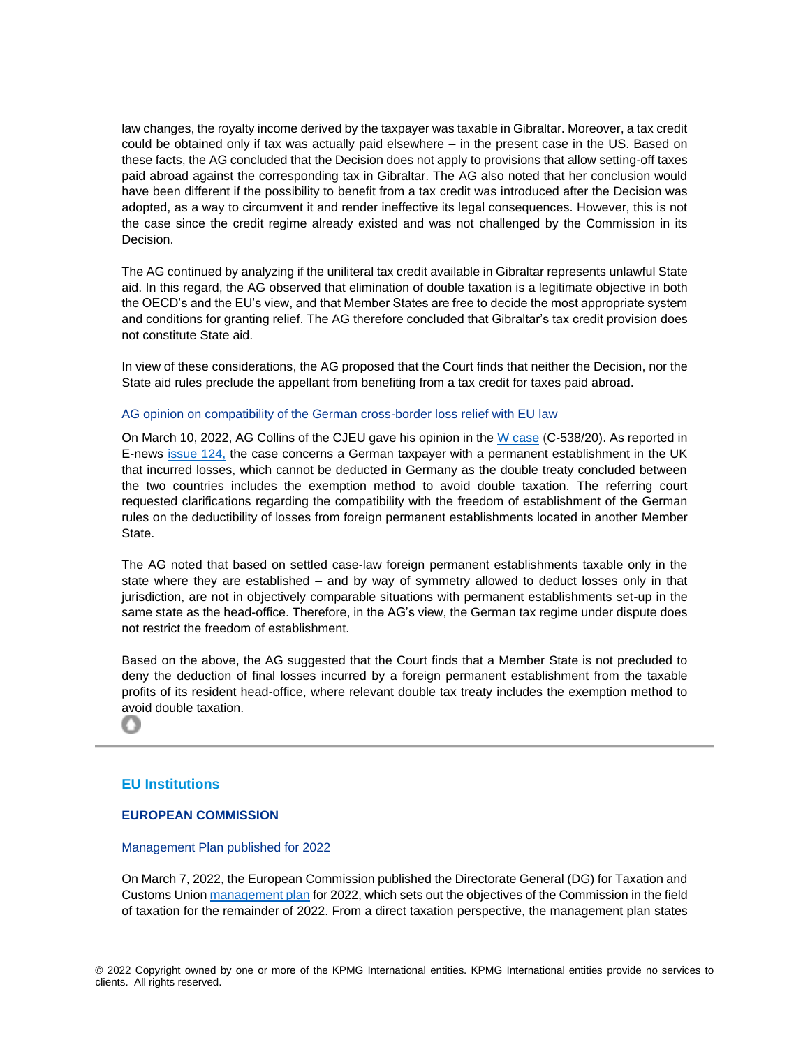law changes, the royalty income derived by the taxpayer was taxable in Gibraltar. Moreover, a tax credit could be obtained only if tax was actually paid elsewhere – in the present case in the US. Based on these facts, the AG concluded that the Decision does not apply to provisions that allow setting-off taxes paid abroad against the corresponding tax in Gibraltar. The AG also noted that her conclusion would have been different if the possibility to benefit from a tax credit was introduced after the Decision was adopted, as a way to circumvent it and render ineffective its legal consequences. However, this is not the case since the credit regime already existed and was not challenged by the Commission in its Decision.

The AG continued by analyzing if the uniliteral tax credit available in Gibraltar represents unlawful State aid. In this regard, the AG observed that elimination of double taxation is a legitimate objective in both the OECD's and the EU's view, and that Member States are free to decide the most appropriate system and conditions for granting relief. The AG therefore concluded that Gibraltar's tax credit provision does not constitute State aid.

In view of these considerations, the AG proposed that the Court finds that neither the Decision, nor the State aid rules preclude the appellant from benefiting from a tax credit for taxes paid abroad.

### AG opinion on compatibility of the German cross-border loss relief with EU law

On March 10, 2022, AG Collins of the CJEU gave his opinion in the W case (C-538/20). As reported in E-news issue 124, the case concerns a German taxpayer with a permanent establishment in the UK that incurred losses, which cannot be deducted in Germany as the double treaty concluded between the two countries includes the exemption method to avoid double taxation. The referring court requested clarifications regarding the compatibility with the freedom of establishment of the German rules on the deductibility of losses from foreign permanent establishments located in another Member State.

The AG noted that based on settled case-law foreign permanent establishments taxable only in the state where they are established – and by way of symmetry allowed to deduct losses only in that jurisdiction, are not in objectively comparable situations with permanent establishments set-up in the same state as the head-office. Therefore, in the AG's view, the German tax regime under dispute does not restrict the freedom of establishment.

Based on the above, the AG suggested that the Court finds that a Member State is not precluded to deny the deduction of final losses incurred by a foreign permanent establishment from the taxable profits of its resident head-office, where relevant double tax treaty includes the exemption method to avoid double taxation.

---

## EU Institutions

### EUROPEAN COMMISSION

#### Management Plan published for 2022

On March 7, 2022, the European Commission published the Directorate General (DG) for Taxation and Customs Union management plan for 2022, which sets out the objectives of the Commission in the field of taxation for the remainder of 2022. From a direct taxation perspective, the management plan states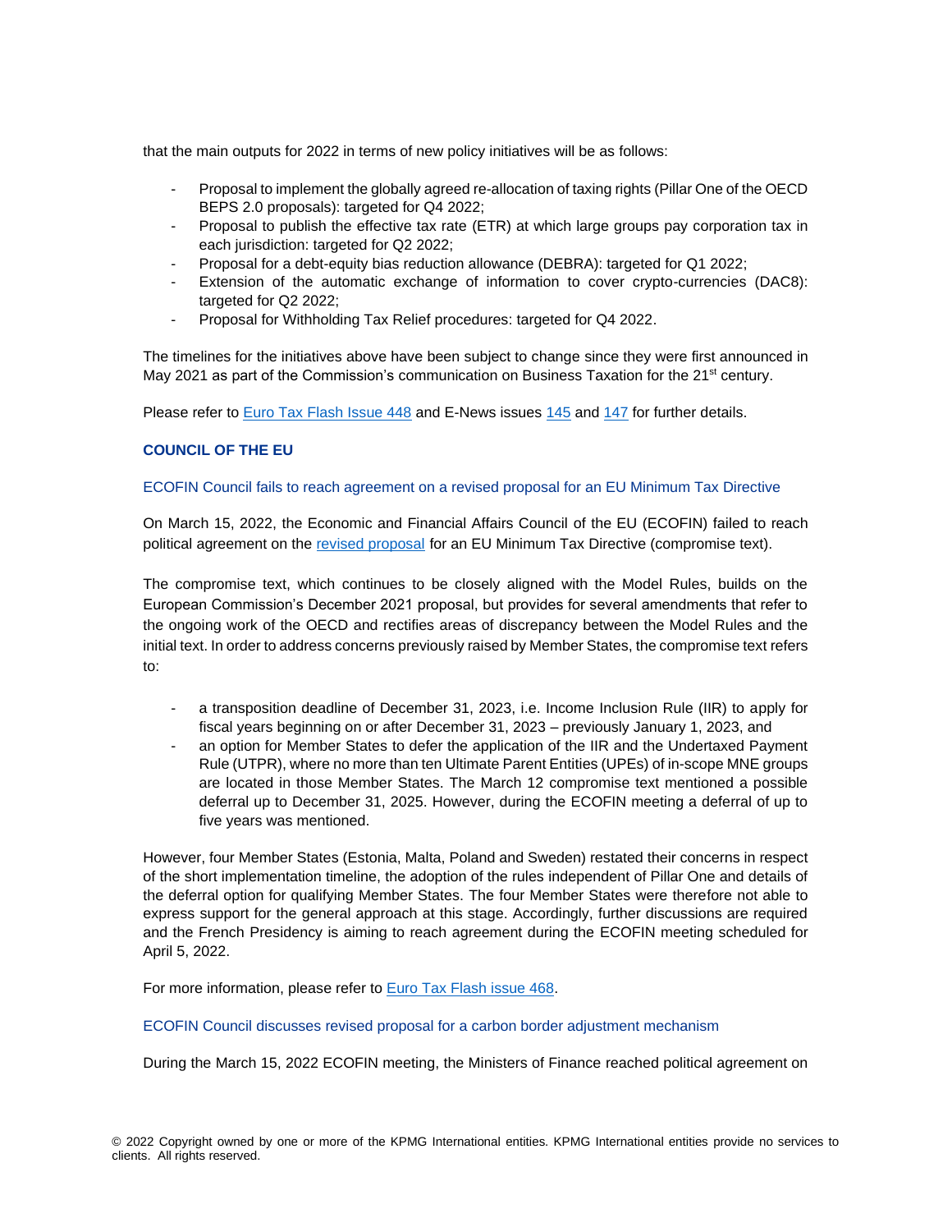that the main outputs for 2022 in terms of new policy initiatives will be as follows:

- Proposal to implement the globally agreed re-allocation of taxing rights (Pillar One of the OECD BEPS 2.0 proposals): targeted for Q4 2022;
- Proposal to publish the effective tax rate (ETR) at which large groups pay corporation tax in each jurisdiction: targeted for Q2 2022;
- Proposal for a debt-equity bias reduction allowance (DEBRA): targeted for Q1 2022;
- Extension of the automatic exchange of information to cover crypto-currencies (DAC8): targeted for Q2 2022;
- Proposal for Withholding Tax Relief procedures: targeted for Q4 2022.

The timelines for the initiatives above have been subject to change since they were first announced in May 2021 as part of the Commission's communication on Business Taxation for the 21st century.

Please refer to Euro Tax Flash Issue 448 and E-News issues 145 and 147 for further details.

### COUNCIL OF THE EU

#### ECOFIN Council fails to reach agreement on a revised proposal for an EU Minimum Tax Directive

On March 15, 2022, the Economic and Financial Affairs Council of the EU (ECOFIN) failed to reach political agreement on the revised proposal for an EU Minimum Tax Directive (compromise text).

The compromise text, which continues to be closely aligned with the Model Rules, builds on the European Commission's December 2021 proposal, but provides for several amendments that refer to the ongoing work of the OECD and rectifies areas of discrepancy between the Model Rules and the initial text. In order to address concerns previously raised by Member States, the compromise text refers to:

- a transposition deadline of December 31, 2023, i.e. Income Inclusion Rule (IIR) to apply for fiscal years beginning on or after December 31, 2023 – previously January 1, 2023, and
- an option for Member States to defer the application of the IIR and the Undertaxed Payment Rule (UTPR), where no more than ten Ultimate Parent Entities (UPEs) of in-scope MNE groups are located in those Member States. The March 12 compromise text mentioned a possible deferral up to December 31, 2025. However, during the ECOFIN meeting a deferral of up to five years was mentioned.

However, four Member States (Estonia, Malta, Poland and Sweden) restated their concerns in respect of the short implementation timeline, the adoption of the rules independent of Pillar One and details of the deferral option for qualifying Member States. The four Member States were therefore not able to express support for the general approach at this stage. Accordingly, further discussions are required and the French Presidency is aiming to reach agreement during the ECOFIN meeting scheduled for April 5, 2022.

For more information, please refer to Euro Tax Flash issue 468.

#### ECOFIN Council discusses revised proposal for a carbon border adjustment mechanism

During the March 15, 2022 ECOFIN meeting, the Ministers of Finance reached political agreement on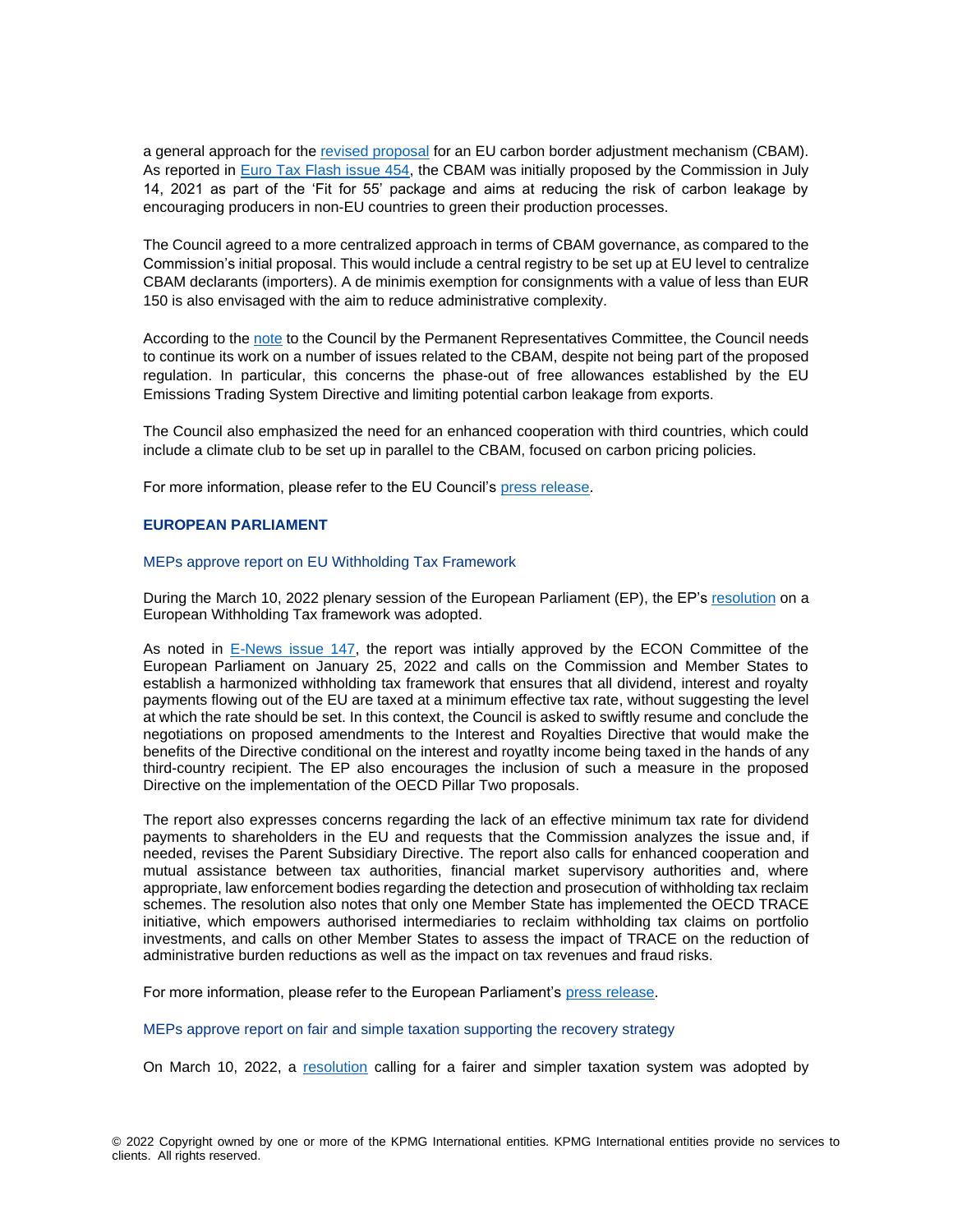a general approach for the revised proposal for an EU carbon border adjustment mechanism (CBAM). As reported in Euro Tax Flash issue 454, the CBAM was initially proposed by the Commission in July 14, 2021 as part of the 'Fit for 55' package and aims at reducing the risk of carbon leakage by encouraging producers in non-EU countries to green their production processes.

The Council agreed to a more centralized approach in terms of CBAM governance, as compared to the Commission's initial proposal. This would include a central registry to be set up at EU level to centralize CBAM declarants (importers). A de minimis exemption for consignments with a value of less than EUR 150 is also envisaged with the aim to reduce administrative complexity.

According to the note to the Council by the Permanent Representatives Committee, the Council needs to continue its work on a number of issues related to the CBAM, despite not being part of the proposed regulation. In particular, this concerns the phase-out of free allowances established by the EU Emissions Trading System Directive and limiting potential carbon leakage from exports.

The Council also emphasized the need for an enhanced cooperation with third countries, which could include a climate club to be set up in parallel to the CBAM, focused on carbon pricing policies.

For more information, please refer to the EU Council's press release.

## EUROPEAN PARLIAMENT

### MEPs approve report on EU Withholding Tax Framework

During the March 10, 2022 plenary session of the European Parliament (EP), the EP's resolution on a European Withholding Tax framework was adopted.

As noted in E-News issue 147, the report was intially approved by the ECON Committee of the European Parliament on January 25, 2022 and calls on the Commission and Member States to establish a harmonized withholding tax framework that ensures that all dividend, interest and royalty payments flowing out of the EU are taxed at a minimum effective tax rate, without suggesting the level at which the rate should be set. In this context, the Council is asked to swiftly resume and conclude the negotiations on proposed amendments to the Interest and Royalties Directive that would make the benefits of the Directive conditional on the interest and royatlty income being taxed in the hands of any third-country recipient. The EP also encourages the inclusion of such a measure in the proposed Directive on the implementation of the OECD Pillar Two proposals.

The report also expresses concerns regarding the lack of an effective minimum tax rate for dividend payments to shareholders in the EU and requests that the Commission analyzes the issue and, if needed, revises the Parent Subsidiary Directive. The report also calls for enhanced cooperation and mutual assistance between tax authorities, financial market supervisory authorities and, where appropriate, law enforcement bodies regarding the detection and prosecution of withholding tax reclaim schemes. The resolution also notes that only one Member State has implemented the OECD TRACE initiative, which empowers authorised intermediaries to reclaim withholding tax claims on portfolio investments, and calls on other Member States to assess the impact of TRACE on the reduction of administrative burden reductions as well as the impact on tax revenues and fraud risks.

For more information, please refer to the European Parliament's press release.

### MEPs approve report on fair and simple taxation supporting the recovery strategy

On March 10, 2022, a resolution calling for a fairer and simpler taxation system was adopted by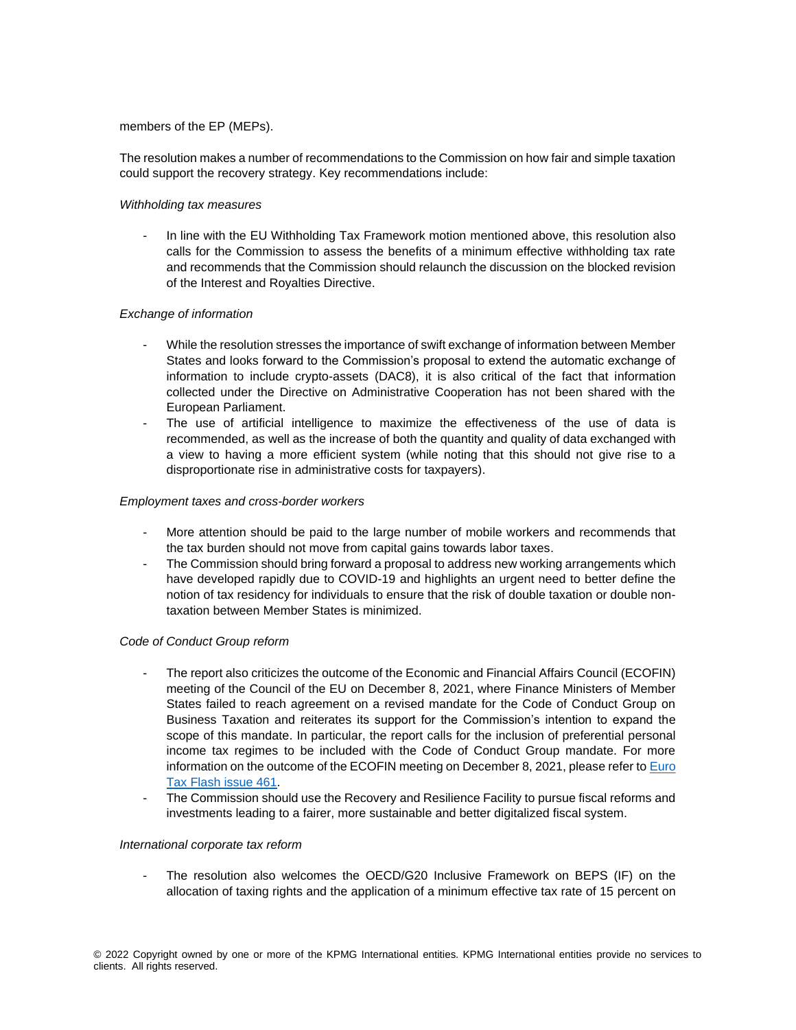members of the EP (MEPs).

The resolution makes a number of recommendations to the Commission on how fair and simple taxation could support the recovery strategy. Key recommendations include:

*Withholding tax measures*

- In line with the EU Withholding Tax Framework motion mentioned above, this resolution also calls for the Commission to assess the benefits of a minimum effective withholding tax rate and recommends that the Commission should relaunch the discussion on the blocked revision of the Interest and Royalties Directive.

*Exchange of information*

- While the resolution stresses the importance of swift exchange of information between Member States and looks forward to the Commission's proposal to extend the automatic exchange of information to include crypto-assets (DAC8), it is also critical of the fact that information collected under the Directive on Administrative Cooperation has not been shared with the European Parliament.
- The use of artificial intelligence to maximize the effectiveness of the use of data is recommended, as well as the increase of both the quantity and quality of data exchanged with a view to having a more efficient system (while noting that this should not give rise to a disproportionate rise in administrative costs for taxpayers).

*Employment taxes and cross-border workers*

- More attention should be paid to the large number of mobile workers and recommends that the tax burden should not move from capital gains towards labor taxes.
- The Commission should bring forward a proposal to address new working arrangements which have developed rapidly due to COVID-19 and highlights an urgent need to better define the notion of tax residency for individuals to ensure that the risk of double taxation or double non-taxation between Member States is minimized.

*Code of Conduct Group reform*

- The report also criticizes the outcome of the Economic and Financial Affairs Council (ECOFIN) meeting of the Council of the EU on December 8, 2021, where Finance Ministers of Member States failed to reach agreement on a revised mandate for the Code of Conduct Group on Business Taxation and reiterates its support for the Commission's intention to expand the scope of this mandate. In particular, the report calls for the inclusion of preferential personal income tax regimes to be included with the Code of Conduct Group mandate. For more information on the outcome of the ECOFIN meeting on December 8, 2021, please refer to [Euro Tax Flash issue 461](#).
- The Commission should use the Recovery and Resilience Facility to pursue fiscal reforms and investments leading to a fairer, more sustainable and better digitalized fiscal system.

*International corporate tax reform*

- The resolution also welcomes the OECD/G20 Inclusive Framework on BEPS (IF) on the allocation of taxing rights and the application of a minimum effective tax rate of 15 percent on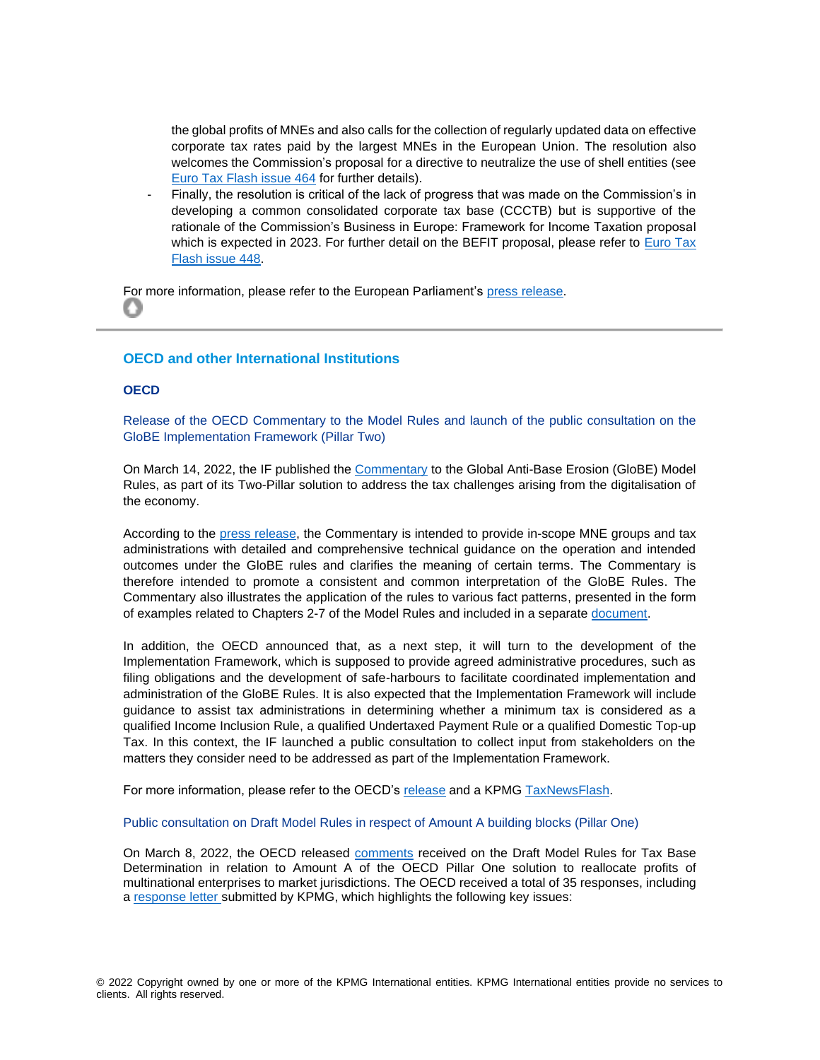the global profits of MNEs and also calls for the collection of regularly updated data on effective corporate tax rates paid by the largest MNEs in the European Union. The resolution also welcomes the Commission's proposal for a directive to neutralize the use of shell entities (see Euro Tax Flash issue 464 for further details).

- Finally, the resolution is critical of the lack of progress that was made on the Commission's in developing a common consolidated corporate tax base (CCCTB) but is supportive of the rationale of the Commission's Business in Europe: Framework for Income Taxation proposal which is expected in 2023. For further detail on the BEFIT proposal, please refer to Euro Tax Flash issue 448.

For more information, please refer to the European Parliament's press release.

## OECD and other International Institutions

### OECD

#### Release of the OECD Commentary to the Model Rules and launch of the public consultation on the GloBE Implementation Framework (Pillar Two)

On March 14, 2022, the IF published the Commentary to the Global Anti-Base Erosion (GloBE) Model Rules, as part of its Two-Pillar solution to address the tax challenges arising from the digitalisation of the economy.

According to the press release, the Commentary is intended to provide in-scope MNE groups and tax administrations with detailed and comprehensive technical guidance on the operation and intended outcomes under the GloBE rules and clarifies the meaning of certain terms. The Commentary is therefore intended to promote a consistent and common interpretation of the GloBE Rules. The Commentary also illustrates the application of the rules to various fact patterns, presented in the form of examples related to Chapters 2-7 of the Model Rules and included in a separate document.

In addition, the OECD announced that, as a next step, it will turn to the development of the Implementation Framework, which is supposed to provide agreed administrative procedures, such as filing obligations and the development of safe-harbours to facilitate coordinated implementation and administration of the GloBE Rules. It is also expected that the Implementation Framework will include guidance to assist tax administrations in determining whether a minimum tax is considered as a qualified Income Inclusion Rule, a qualified Undertaxed Payment Rule or a qualified Domestic Top-up Tax. In this context, the IF launched a public consultation to collect input from stakeholders on the matters they consider need to be addressed as part of the Implementation Framework.

For more information, please refer to the OECD's release and a KPMG TaxNewsFlash.

#### Public consultation on Draft Model Rules in respect of Amount A building blocks (Pillar One)

On March 8, 2022, the OECD released comments received on the Draft Model Rules for Tax Base Determination in relation to Amount A of the OECD Pillar One solution to reallocate profits of multinational enterprises to market jurisdictions. The OECD received a total of 35 responses, including a response letter submitted by KPMG, which highlights the following key issues: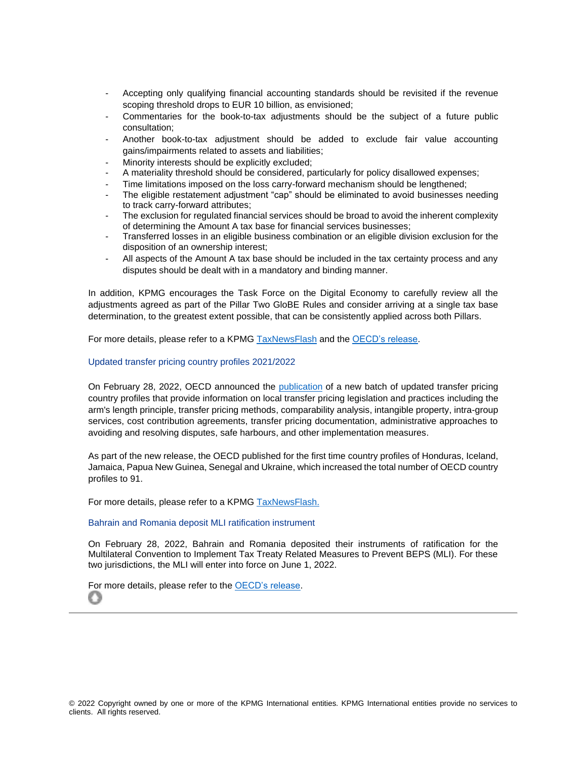- Accepting only qualifying financial accounting standards should be revisited if the revenue scoping threshold drops to EUR 10 billion, as envisioned;
- Commentaries for the book-to-tax adjustments should be the subject of a future public consultation;
- Another book-to-tax adjustment should be added to exclude fair value accounting gains/impairments related to assets and liabilities;
- Minority interests should be explicitly excluded;
- A materiality threshold should be considered, particularly for policy disallowed expenses;
- Time limitations imposed on the loss carry-forward mechanism should be lengthened;
- The eligible restatement adjustment "cap" should be eliminated to avoid businesses needing to track carry-forward attributes;
- The exclusion for regulated financial services should be broad to avoid the inherent complexity of determining the Amount A tax base for financial services businesses;
- Transferred losses in an eligible business combination or an eligible division exclusion for the disposition of an ownership interest;
- All aspects of the Amount A tax base should be included in the tax certainty process and any disputes should be dealt with in a mandatory and binding manner.

In addition, KPMG encourages the Task Force on the Digital Economy to carefully review all the adjustments agreed as part of the Pillar Two GloBE Rules and consider arriving at a single tax base determination, to the greatest extent possible, that can be consistently applied across both Pillars.

For more details, please refer to a KPMG TaxNewsFlash and the OECD's release.

### Updated transfer pricing country profiles 2021/2022

On February 28, 2022, OECD announced the publication of a new batch of updated transfer pricing country profiles that provide information on local transfer pricing legislation and practices including the arm's length principle, transfer pricing methods, comparability analysis, intangible property, intra-group services, cost contribution agreements, transfer pricing documentation, administrative approaches to avoiding and resolving disputes, safe harbours, and other implementation measures.

As part of the new release, the OECD published for the first time country profiles of Honduras, Iceland, Jamaica, Papua New Guinea, Senegal and Ukraine, which increased the total number of OECD country profiles to 91.

For more details, please refer to a KPMG TaxNewsFlash.

### Bahrain and Romania deposit MLI ratification instrument

On February 28, 2022, Bahrain and Romania deposited their instruments of ratification for the Multilateral Convention to Implement Tax Treaty Related Measures to Prevent BEPS (MLI). For these two jurisdictions, the MLI will enter into force on June 1, 2022.

For more details, please refer to the OECD's release.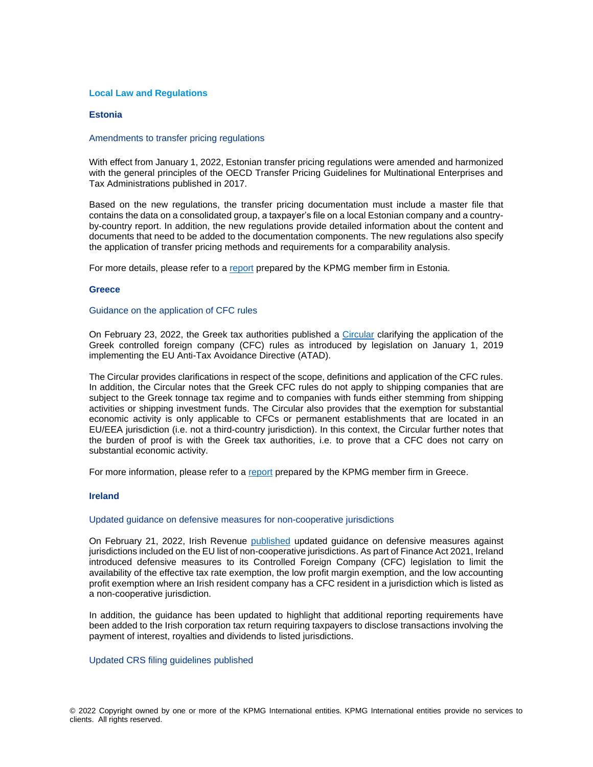## Local Law and Regulations

### Estonia

#### Amendments to transfer pricing regulations

With effect from January 1, 2022, Estonian transfer pricing regulations were amended and harmonized with the general principles of the OECD Transfer Pricing Guidelines for Multinational Enterprises and Tax Administrations published in 2017.

Based on the new regulations, the transfer pricing documentation must include a master file that contains the data on a consolidated group, a taxpayer's file on a local Estonian company and a country-by-country report. In addition, the new regulations provide detailed information about the content and documents that need to be added to the documentation components. The new regulations also specify the application of transfer pricing methods and requirements for a comparability analysis.

For more details, please refer to a report prepared by the KPMG member firm in Estonia.

### Greece

#### Guidance on the application of CFC rules

On February 23, 2022, the Greek tax authorities published a Circular clarifying the application of the Greek controlled foreign company (CFC) rules as introduced by legislation on January 1, 2019 implementing the EU Anti-Tax Avoidance Directive (ATAD).

The Circular provides clarifications in respect of the scope, definitions and application of the CFC rules. In addition, the Circular notes that the Greek CFC rules do not apply to shipping companies that are subject to the Greek tonnage tax regime and to companies with funds either stemming from shipping activities or shipping investment funds. The Circular also provides that the exemption for substantial economic activity is only applicable to CFCs or permanent establishments that are located in an EU/EEA jurisdiction (i.e. not a third-country jurisdiction). In this context, the Circular further notes that the burden of proof is with the Greek tax authorities, i.e. to prove that a CFC does not carry on substantial economic activity.

For more information, please refer to a report prepared by the KPMG member firm in Greece.

### Ireland

#### Updated guidance on defensive measures for non-cooperative jurisdictions

On February 21, 2022, Irish Revenue published updated guidance on defensive measures against jurisdictions included on the EU list of non-cooperative jurisdictions. As part of Finance Act 2021, Ireland introduced defensive measures to its Controlled Foreign Company (CFC) legislation to limit the availability of the effective tax rate exemption, the low profit margin exemption, and the low accounting profit exemption where an Irish resident company has a CFC resident in a jurisdiction which is listed as a non-cooperative jurisdiction.

In addition, the guidance has been updated to highlight that additional reporting requirements have been added to the Irish corporation tax return requiring taxpayers to disclose transactions involving the payment of interest, royalties and dividends to listed jurisdictions.

#### Updated CRS filing guidelines published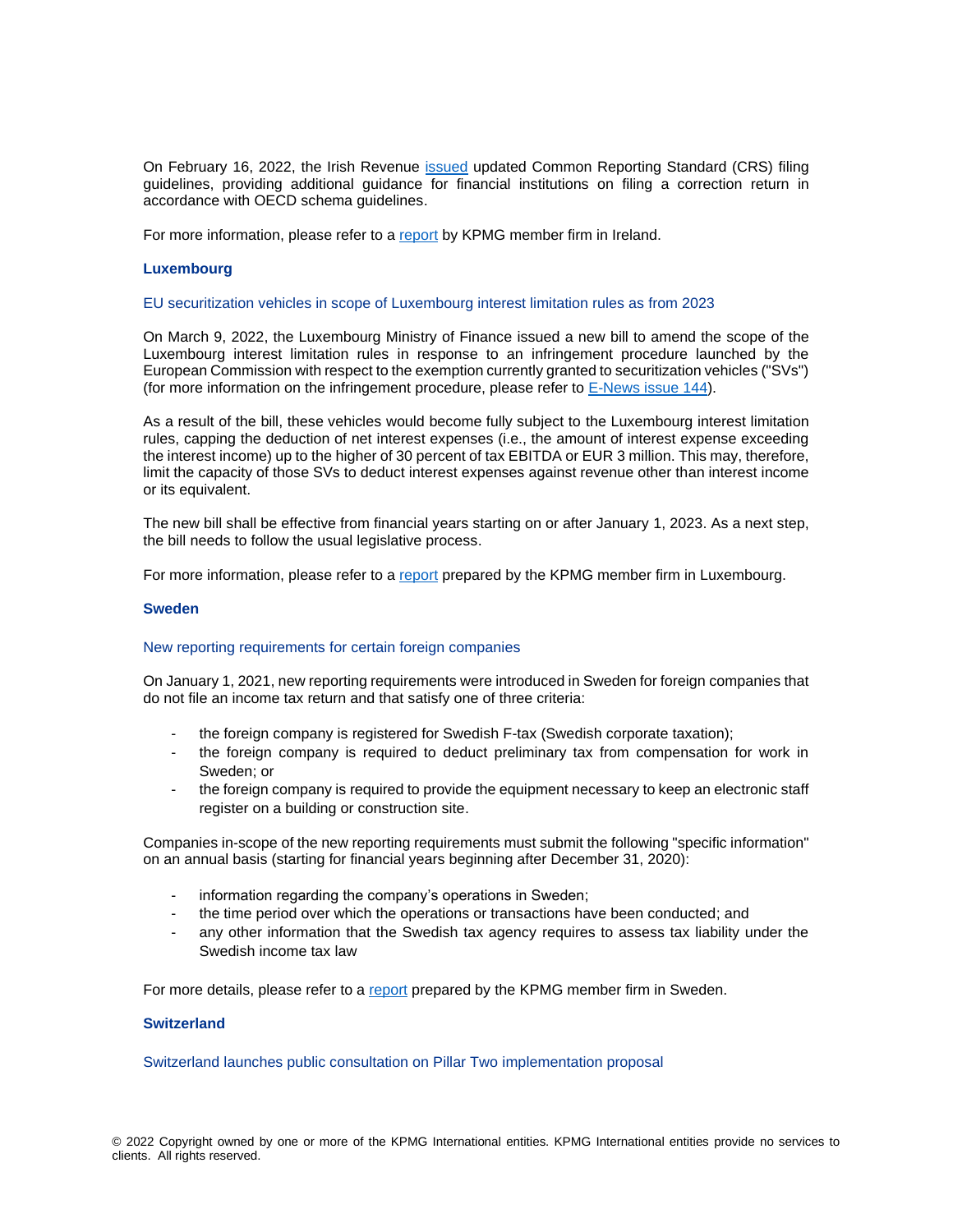On February 16, 2022, the Irish Revenue issued updated Common Reporting Standard (CRS) filing guidelines, providing additional guidance for financial institutions on filing a correction return in accordance with OECD schema guidelines.

For more information, please refer to a report by KPMG member firm in Ireland.

### Luxembourg

#### EU securitization vehicles in scope of Luxembourg interest limitation rules as from 2023

On March 9, 2022, the Luxembourg Ministry of Finance issued a new bill to amend the scope of the Luxembourg interest limitation rules in response to an infringement procedure launched by the European Commission with respect to the exemption currently granted to securitization vehicles ("SVs") (for more information on the infringement procedure, please refer to E-News issue 144).

As a result of the bill, these vehicles would become fully subject to the Luxembourg interest limitation rules, capping the deduction of net interest expenses (i.e., the amount of interest expense exceeding the interest income) up to the higher of 30 percent of tax EBITDA or EUR 3 million. This may, therefore, limit the capacity of those SVs to deduct interest expenses against revenue other than interest income or its equivalent.

The new bill shall be effective from financial years starting on or after January 1, 2023. As a next step, the bill needs to follow the usual legislative process.

For more information, please refer to a report prepared by the KPMG member firm in Luxembourg.

### Sweden

#### New reporting requirements for certain foreign companies

On January 1, 2021, new reporting requirements were introduced in Sweden for foreign companies that do not file an income tax return and that satisfy one of three criteria:

- the foreign company is registered for Swedish F-tax (Swedish corporate taxation);
- the foreign company is required to deduct preliminary tax from compensation for work in Sweden; or
- the foreign company is required to provide the equipment necessary to keep an electronic staff register on a building or construction site.

Companies in-scope of the new reporting requirements must submit the following "specific information" on an annual basis (starting for financial years beginning after December 31, 2020):

- information regarding the company's operations in Sweden;
- the time period over which the operations or transactions have been conducted; and
- any other information that the Swedish tax agency requires to assess tax liability under the Swedish income tax law

For more details, please refer to a report prepared by the KPMG member firm in Sweden.

### Switzerland

#### Switzerland launches public consultation on Pillar Two implementation proposal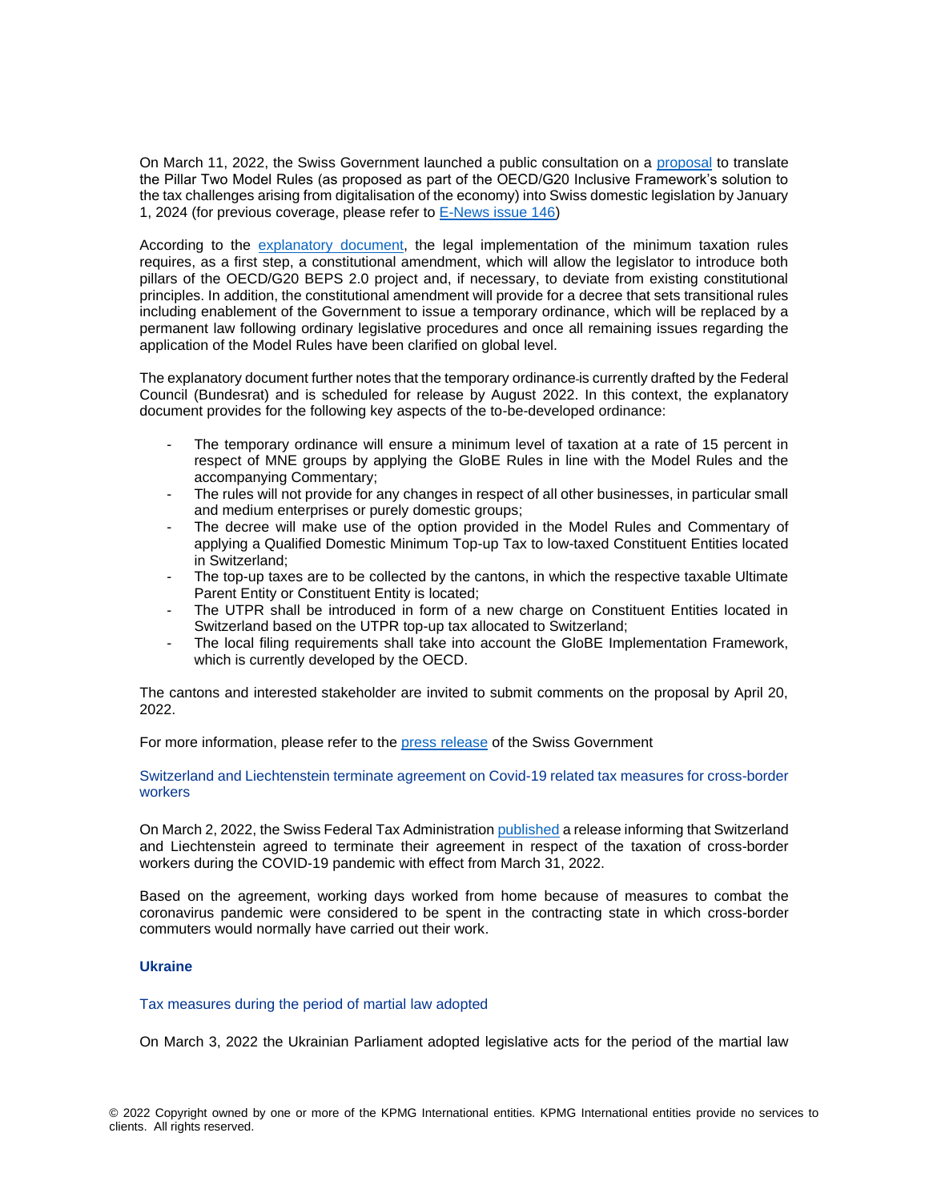On March 11, 2022, the Swiss Government launched a public consultation on a proposal to translate the Pillar Two Model Rules (as proposed as part of the OECD/G20 Inclusive Framework's solution to the tax challenges arising from digitalisation of the economy) into Swiss domestic legislation by January 1, 2024 (for previous coverage, please refer to E-News issue 146)

According to the explanatory document, the legal implementation of the minimum taxation rules requires, as a first step, a constitutional amendment, which will allow the legislator to introduce both pillars of the OECD/G20 BEPS 2.0 project and, if necessary, to deviate from existing constitutional principles. In addition, the constitutional amendment will provide for a decree that sets transitional rules including enablement of the Government to issue a temporary ordinance, which will be replaced by a permanent law following ordinary legislative procedures and once all remaining issues regarding the application of the Model Rules have been clarified on global level.

The explanatory document further notes that the temporary ordinance is currently drafted by the Federal Council (Bundesrat) and is scheduled for release by August 2022. In this context, the explanatory document provides for the following key aspects of the to-be-developed ordinance:

- The temporary ordinance will ensure a minimum level of taxation at a rate of 15 percent in respect of MNE groups by applying the GloBE Rules in line with the Model Rules and the accompanying Commentary;
- The rules will not provide for any changes in respect of all other businesses, in particular small and medium enterprises or purely domestic groups;
- The decree will make use of the option provided in the Model Rules and Commentary of applying a Qualified Domestic Minimum Top-up Tax to low-taxed Constituent Entities located in Switzerland;
- The top-up taxes are to be collected by the cantons, in which the respective taxable Ultimate Parent Entity or Constituent Entity is located;
- The UTPR shall be introduced in form of a new charge on Constituent Entities located in Switzerland based on the UTPR top-up tax allocated to Switzerland;
- The local filing requirements shall take into account the GloBE Implementation Framework, which is currently developed by the OECD.

The cantons and interested stakeholder are invited to submit comments on the proposal by April 20, 2022.

For more information, please refer to the press release of the Swiss Government

### Switzerland and Liechtenstein terminate agreement on Covid-19 related tax measures for cross-border workers

On March 2, 2022, the Swiss Federal Tax Administration published a release informing that Switzerland and Liechtenstein agreed to terminate their agreement in respect of the taxation of cross-border workers during the COVID-19 pandemic with effect from March 31, 2022.

Based on the agreement, working days worked from home because of measures to combat the coronavirus pandemic were considered to be spent in the contracting state in which cross-border commuters would normally have carried out their work.

## Ukraine

### Tax measures during the period of martial law adopted

On March 3, 2022 the Ukrainian Parliament adopted legislative acts for the period of the martial law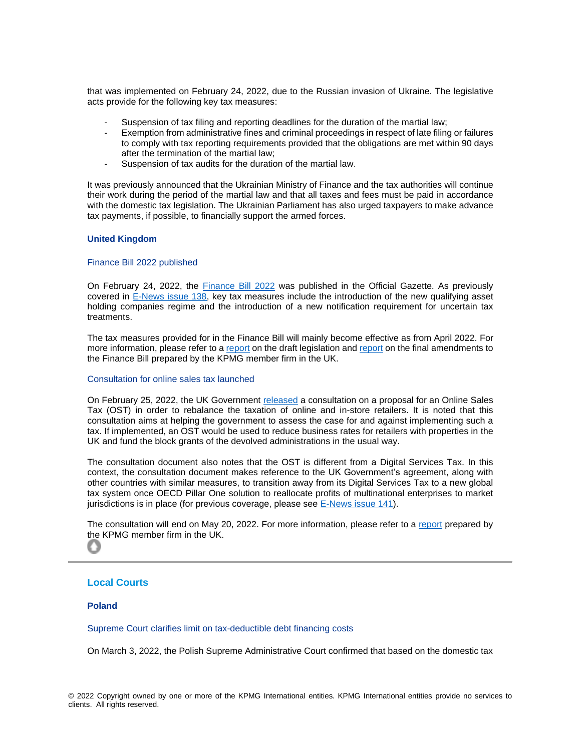that was implemented on February 24, 2022, due to the Russian invasion of Ukraine. The legislative acts provide for the following key tax measures:

- Suspension of tax filing and reporting deadlines for the duration of the martial law;
- Exemption from administrative fines and criminal proceedings in respect of late filing or failures to comply with tax reporting requirements provided that the obligations are met within 90 days after the termination of the martial law;
- Suspension of tax audits for the duration of the martial law.

It was previously announced that the Ukrainian Ministry of Finance and the tax authorities will continue their work during the period of the martial law and that all taxes and fees must be paid in accordance with the domestic tax legislation. The Ukrainian Parliament has also urged taxpayers to make advance tax payments, if possible, to financially support the armed forces.

### United Kingdom

#### Finance Bill 2022 published

On February 24, 2022, the Finance Bill 2022 was published in the Official Gazette. As previously covered in E-News issue 138, key tax measures include the introduction of the new qualifying asset holding companies regime and the introduction of a new notification requirement for uncertain tax treatments.

The tax measures provided for in the Finance Bill will mainly become effective as from April 2022. For more information, please refer to a report on the draft legislation and report on the final amendments to the Finance Bill prepared by the KPMG member firm in the UK.

#### Consultation for online sales tax launched

On February 25, 2022, the UK Government released a consultation on a proposal for an Online Sales Tax (OST) in order to rebalance the taxation of online and in-store retailers. It is noted that this consultation aims at helping the government to assess the case for and against implementing such a tax. If implemented, an OST would be used to reduce business rates for retailers with properties in the UK and fund the block grants of the devolved administrations in the usual way.

The consultation document also notes that the OST is different from a Digital Services Tax. In this context, the consultation document makes reference to the UK Government's agreement, along with other countries with similar measures, to transition away from its Digital Services Tax to a new global tax system once OECD Pillar One solution to reallocate profits of multinational enterprises to market jurisdictions is in place (for previous coverage, please see E-News issue 141).

The consultation will end on May 20, 2022. For more information, please refer to a report prepared by the KPMG member firm in the UK.

---

## Local Courts

### Poland

#### Supreme Court clarifies limit on tax-deductible debt financing costs

On March 3, 2022, the Polish Supreme Administrative Court confirmed that based on the domestic tax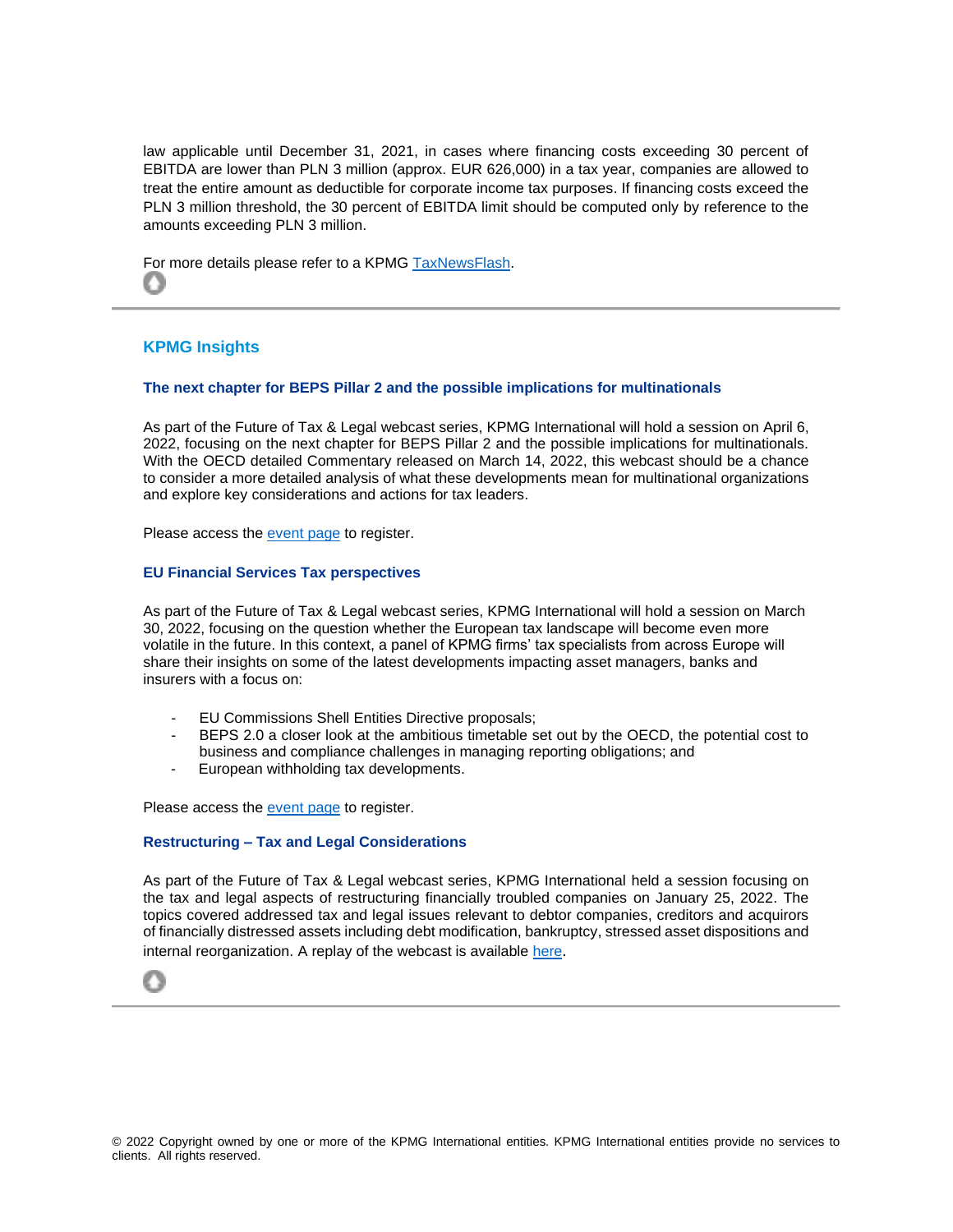law applicable until December 31, 2021, in cases where financing costs exceeding 30 percent of EBITDA are lower than PLN 3 million (approx. EUR 626,000) in a tax year, companies are allowed to treat the entire amount as deductible for corporate income tax purposes. If financing costs exceed the PLN 3 million threshold, the 30 percent of EBITDA limit should be computed only by reference to the amounts exceeding PLN 3 million.

For more details please refer to a KPMG TaxNewsFlash.

---

## KPMG Insights

### The next chapter for BEPS Pillar 2 and the possible implications for multinationals

As part of the Future of Tax & Legal webcast series, KPMG International will hold a session on April 6, 2022, focusing on the next chapter for BEPS Pillar 2 and the possible implications for multinationals. With the OECD detailed Commentary released on March 14, 2022, this webcast should be a chance to consider a more detailed analysis of what these developments mean for multinational organizations and explore key considerations and actions for tax leaders.

Please access the event page to register.

### EU Financial Services Tax perspectives

As part of the Future of Tax & Legal webcast series, KPMG International will hold a session on March 30, 2022, focusing on the question whether the European tax landscape will become even more volatile in the future. In this context, a panel of KPMG firms' tax specialists from across Europe will share their insights on some of the latest developments impacting asset managers, banks and insurers with a focus on:

- EU Commissions Shell Entities Directive proposals;
- BEPS 2.0 a closer look at the ambitious timetable set out by the OECD, the potential cost to business and compliance challenges in managing reporting obligations; and
- European withholding tax developments.

Please access the event page to register.

### Restructuring – Tax and Legal Considerations

As part of the Future of Tax & Legal webcast series, KPMG International held a session focusing on the tax and legal aspects of restructuring financially troubled companies on January 25, 2022. The topics covered addressed tax and legal issues relevant to debtor companies, creditors and acquirors of financially distressed assets including debt modification, bankruptcy, stressed asset dispositions and internal reorganization. A replay of the webcast is available here.

---

© 2022 Copyright owned by one or more of the KPMG International entities. KPMG International entities provide no services to clients. All rights reserved.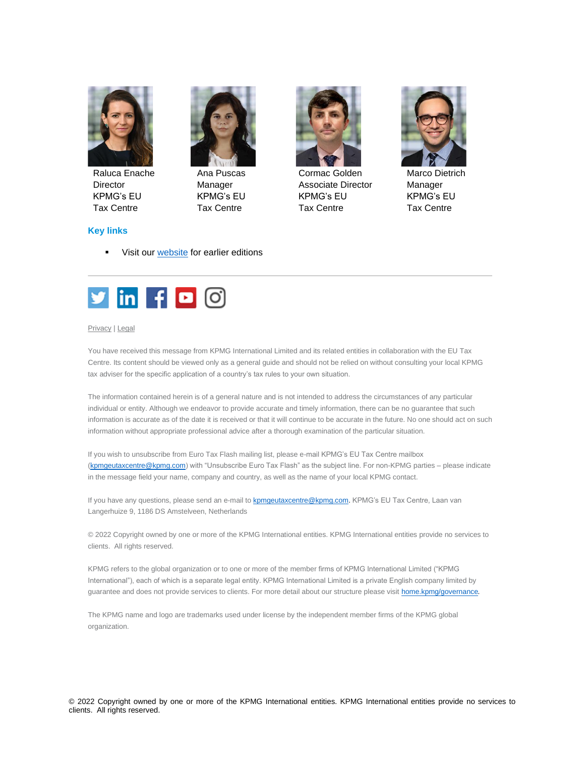Raluca Enache
Director
KPMG's EU
Tax Centre

Ana Puscas
Manager
KPMG's EU
Tax Centre

Cormac Golden
Associate Director
KPMG's EU
Tax Centre

Marco Dietrich
Manager
KPMG's EU
Tax Centre

## Key links

- Visit our website for earlier editions

---

Privacy | Legal

You have received this message from KPMG International Limited and its related entities in collaboration with the EU Tax Centre. Its content should be viewed only as a general guide and should not be relied on without consulting your local KPMG tax adviser for the specific application of a country's tax rules to your own situation.

The information contained herein is of a general nature and is not intended to address the circumstances of any particular individual or entity. Although we endeavor to provide accurate and timely information, there can be no guarantee that such information is accurate as of the date it is received or that it will continue to be accurate in the future. No one should act on such information without appropriate professional advice after a thorough examination of the particular situation.

If you wish to unsubscribe from Euro Tax Flash mailing list, please e-mail KPMG's EU Tax Centre mailbox (kpmgeutaxcentre@kpmg.com) with "Unsubscribe Euro Tax Flash" as the subject line. For non-KPMG parties – please indicate in the message field your name, company and country, as well as the name of your local KPMG contact.

If you have any questions, please send an e-mail to kpmgeutaxcentre@kpmg.com. KPMG's EU Tax Centre, Laan van Langerhuize 9, 1186 DS Amstelveen, Netherlands

© 2022 Copyright owned by one or more of the KPMG International entities. KPMG International entities provide no services to clients. All rights reserved.

KPMG refers to the global organization or to one or more of the member firms of KPMG International Limited ("KPMG International"), each of which is a separate legal entity. KPMG International Limited is a private English company limited by guarantee and does not provide services to clients. For more detail about our structure please visit home.kpmg/governance.

The KPMG name and logo are trademarks used under license by the independent member firms of the KPMG global organization.